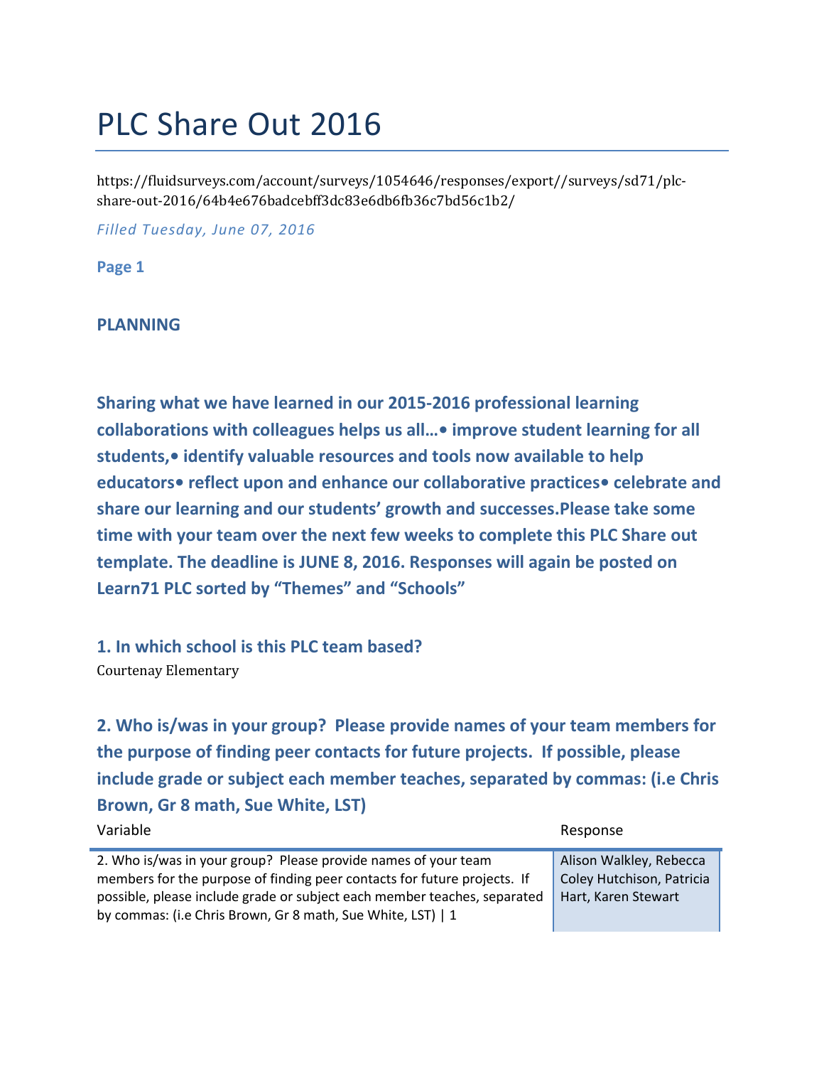# PLC Share Out 2016

https://fluidsurveys.com/account/surveys/1054646/responses/export//surveys/sd71/plc-share-out-2016/64b4e676badcebff3dc83e6db6fb36c7bd56c1b2/

*Filled Tuesday, June 07, 2016*

**Page 1**

**PLANNING**

**Sharing what we have learned in our 2015-2016 professional learning collaborations with colleagues helps us all…• improve student learning for all students,• identify valuable resources and tools now available to help educators• reflect upon and enhance our collaborative practices• celebrate and share our learning and our students' growth and successes.Please take some time with your team over the next few weeks to complete this PLC Share out template. The deadline is JUNE 8, 2016. Responses will again be posted on Learn71 PLC sorted by "Themes" and "Schools"**

### 1. In which school is this PLC team based?

Courtenay Elementary

### 2. Who is/was in your group? Please provide names of your team members for the purpose of finding peer contacts for future projects. If possible, please include grade or subject each member teaches, separated by commas: (i.e Chris Brown, Gr 8 math, Sue White, LST)

| Variable | Response |
|---|---|
| 2. Who is/was in your group? Please provide names of your team members for the purpose of finding peer contacts for future projects. If possible, please include grade or subject each member teaches, separated by commas: (i.e Chris Brown, Gr 8 math, Sue White, LST) \| 1 | Alison Walkley, Rebecca Coley Hutchison, Patricia Hart, Karen Stewart |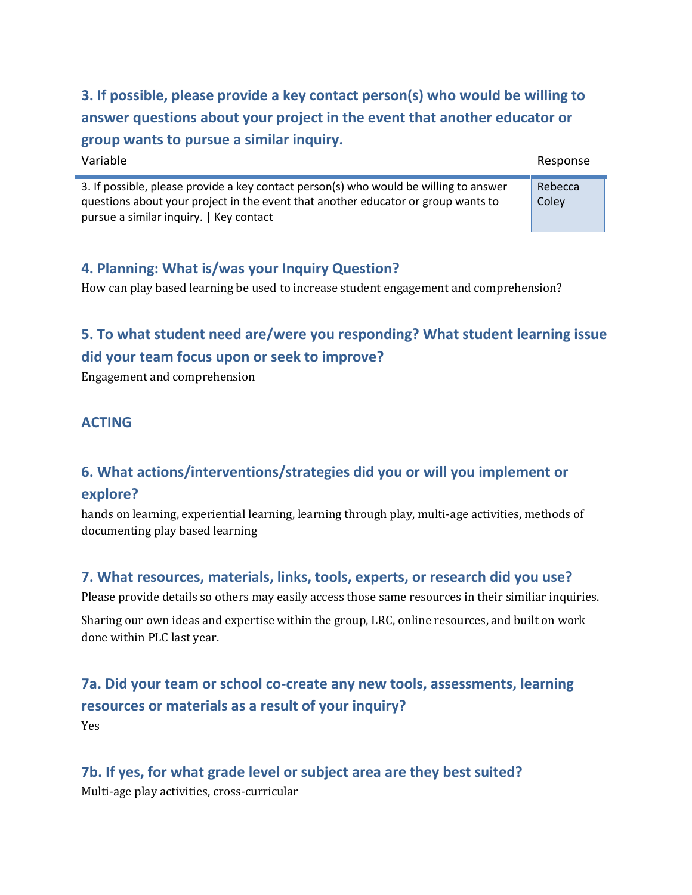### 3. If possible, please provide a key contact person(s) who would be willing to answer questions about your project in the event that another educator or group wants to pursue a similar inquiry.

| Variable | Response |
|---|---|
| 3. If possible, please provide a key contact person(s) who would be willing to answer questions about your project in the event that another educator or group wants to pursue a similar inquiry. \| Key contact | Rebecca Coley |

### 4. Planning: What is/was your Inquiry Question?

How can play based learning be used to increase student engagement and comprehension?

### 5. To what student need are/were you responding? What student learning issue did your team focus upon or seek to improve?

Engagement and comprehension

### ACTING

### 6. What actions/interventions/strategies did you or will you implement or explore?

hands on learning, experiential learning, learning through play, multi-age activities, methods of documenting play based learning

### 7. What resources, materials, links, tools, experts, or research did you use?

Please provide details so others may easily access those same resources in their similiar inquiries.

Sharing our own ideas and expertise within the group, LRC, online resources, and built on work done within PLC last year.

### 7a. Did your team or school co-create any new tools, assessments, learning resources or materials as a result of your inquiry?

Yes

### 7b. If yes, for what grade level or subject area are they best suited?

Multi-age play activities, cross-curricular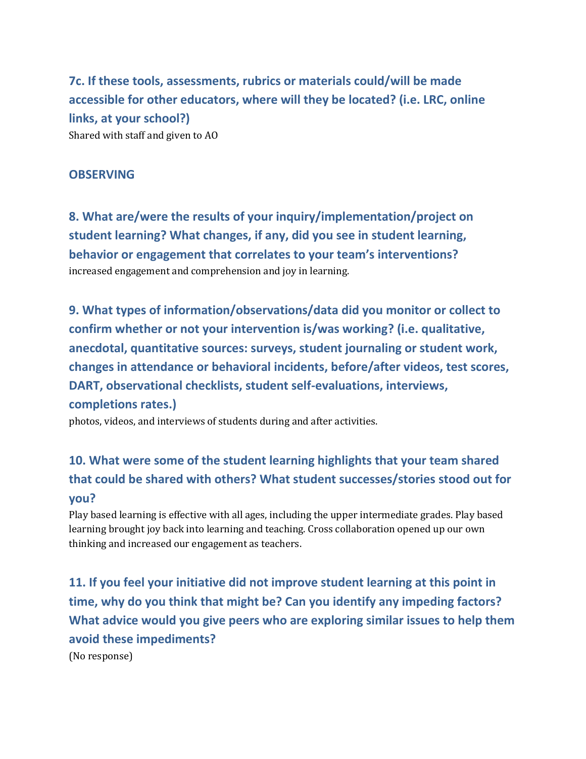### 7c. If these tools, assessments, rubrics or materials could/will be made accessible for other educators, where will they be located? (i.e. LRC, online links, at your school?)

Shared with staff and given to AO

## OBSERVING

### 8. What are/were the results of your inquiry/implementation/project on student learning? What changes, if any, did you see in student learning, behavior or engagement that correlates to your team's interventions?

increased engagement and comprehension and joy in learning.

### 9. What types of information/observations/data did you monitor or collect to confirm whether or not your intervention is/was working? (i.e. qualitative, anecdotal, quantitative sources: surveys, student journaling or student work, changes in attendance or behavioral incidents, before/after videos, test scores, DART, observational checklists, student self-evaluations, interviews, completions rates.)

photos, videos, and interviews of students during and after activities.

### 10. What were some of the student learning highlights that your team shared that could be shared with others? What student successes/stories stood out for you?

Play based learning is effective with all ages, including the upper intermediate grades. Play based learning brought joy back into learning and teaching. Cross collaboration opened up our own thinking and increased our engagement as teachers.

### 11. If you feel your initiative did not improve student learning at this point in time, why do you think that might be? Can you identify any impeding factors? What advice would you give peers who are exploring similar issues to help them avoid these impediments?

(No response)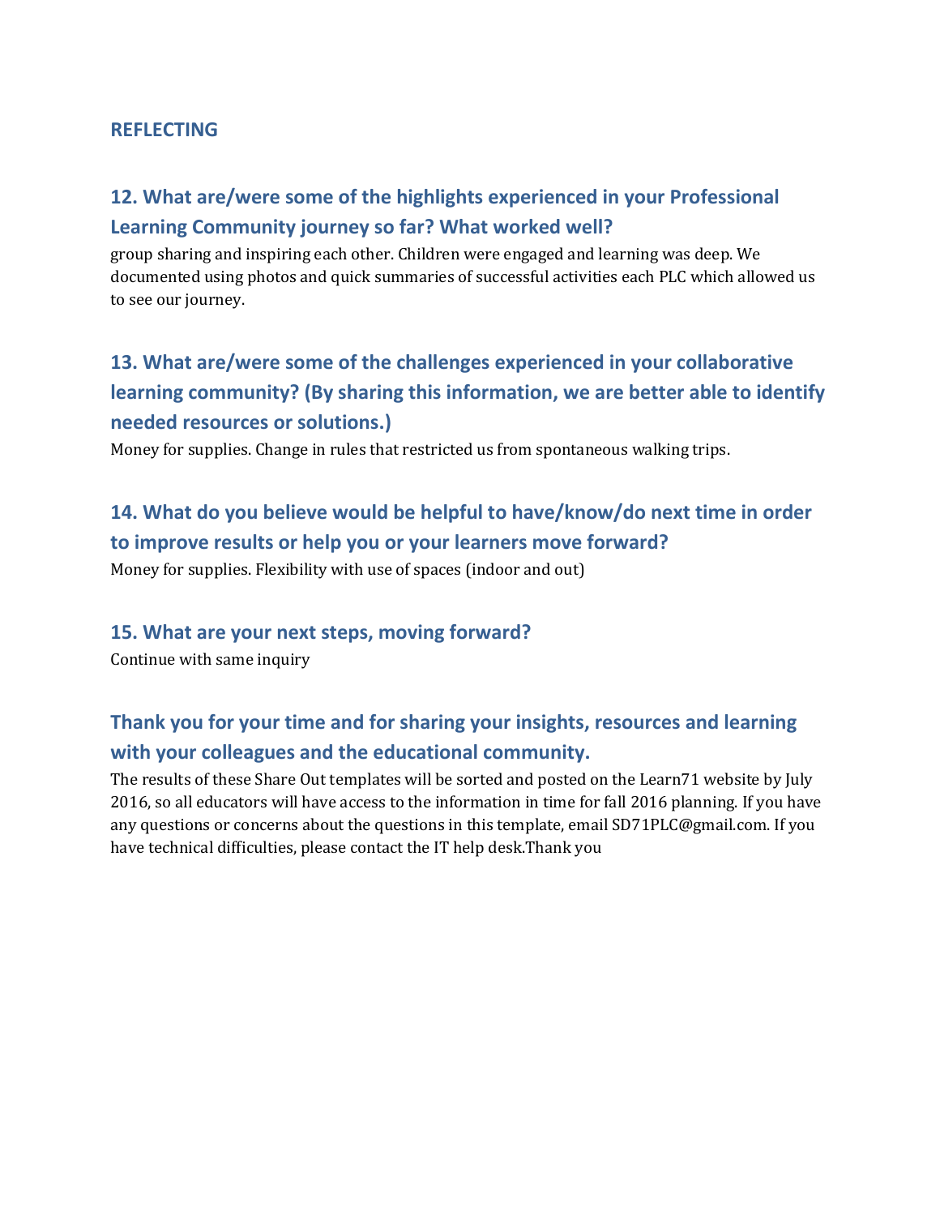## REFLECTING

### 12. What are/were some of the highlights experienced in your Professional Learning Community journey so far? What worked well?

group sharing and inspiring each other. Children were engaged and learning was deep. We documented using photos and quick summaries of successful activities each PLC which allowed us to see our journey.

### 13. What are/were some of the challenges experienced in your collaborative learning community? (By sharing this information, we are better able to identify needed resources or solutions.)

Money for supplies. Change in rules that restricted us from spontaneous walking trips.

### 14. What do you believe would be helpful to have/know/do next time in order to improve results or help you or your learners move forward?

Money for supplies. Flexibility with use of spaces (indoor and out)

### 15. What are your next steps, moving forward?

Continue with same inquiry

### Thank you for your time and for sharing your insights, resources and learning with your colleagues and the educational community.

The results of these Share Out templates will be sorted and posted on the Learn71 website by July 2016, so all educators will have access to the information in time for fall 2016 planning. If you have any questions or concerns about the questions in this template, email SD71PLC@gmail.com. If you have technical difficulties, please contact the IT help desk.Thank you